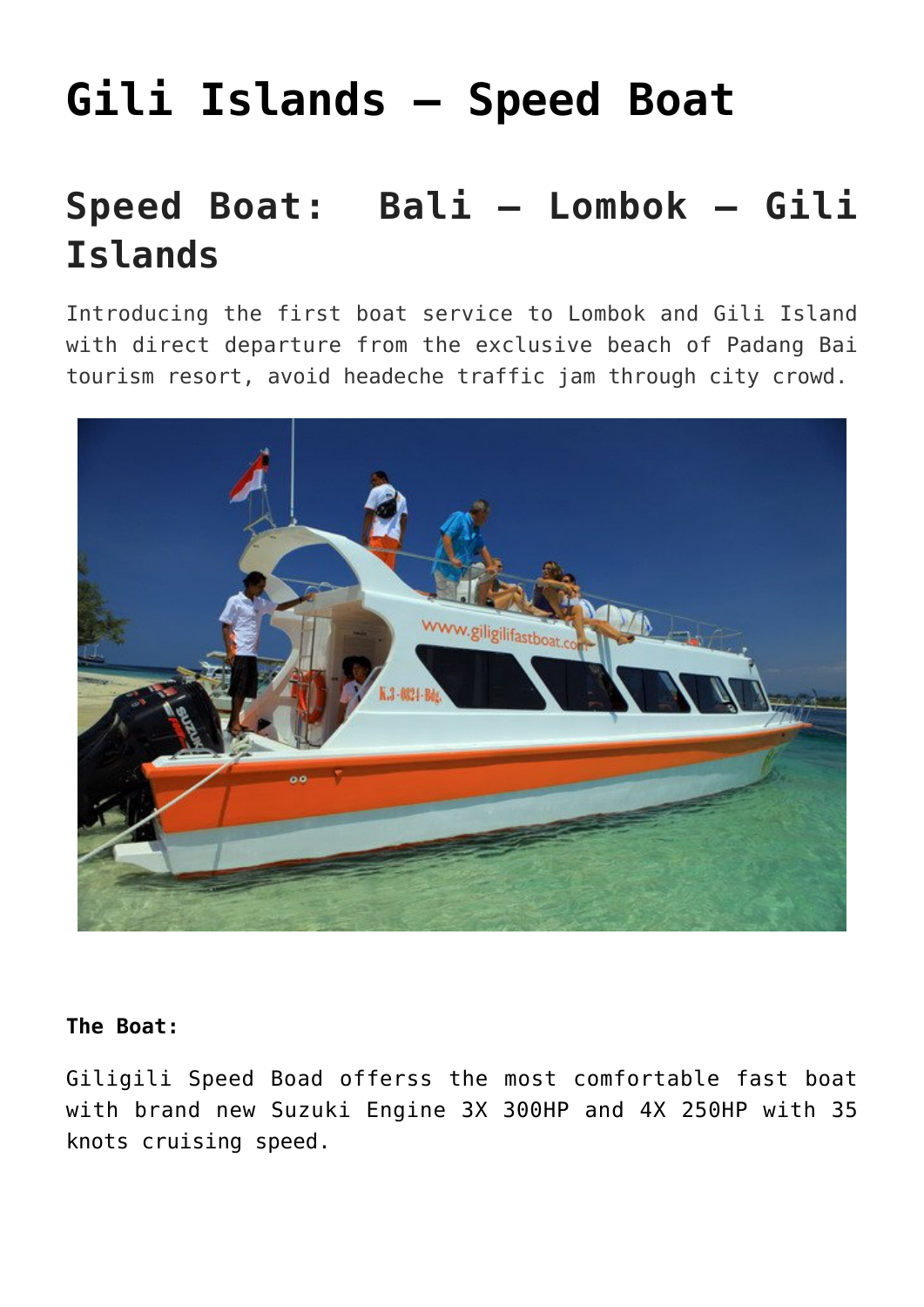# Gili Islands – Speed Boat

## Speed Boat:  Bali – Lombok – Gili Islands

Introducing the first boat service to Lombok and Gili Island with direct departure from the exclusive beach of Padang Bai tourism resort, avoid headeche traffic jam through city crowd.

**The Boat:**

Giligili Speed Boad offerss the most comfortable fast boat with brand new Suzuki Engine 3X 300HP and 4X 250HP with 35 knots cruising speed.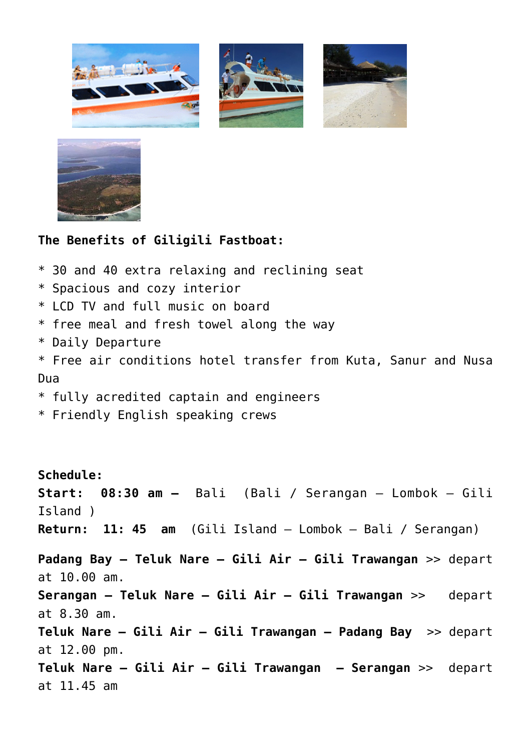**The Benefits of Giligili Fastboat:**

* 30 and 40 extra relaxing and reclining seat
* Spacious and cozy interior
* LCD TV and full music on board
* free meal and fresh towel along the way
* Daily Departure
* Free air conditions hotel transfer from Kuta, Sanur and Nusa Dua
* fully acredited captain and engineers
* Friendly English speaking crews

**Schedule:**
**Start: 08:30 am –** Bali (Bali / Serangan – Lombok – Gili Island )
**Return: 11: 45 am** (Gili Island – Lombok – Bali / Serangan)

**Padang Bay – Teluk Nare – Gili Air – Gili Trawangan** >> depart at 10.00 am.
**Serangan – Teluk Nare – Gili Air – Gili Trawangan** >> depart at 8.30 am.
**Teluk Nare – Gili Air – Gili Trawangan – Padang Bay** >> depart at 12.00 pm.
**Teluk Nare – Gili Air – Gili Trawangan – Serangan** >> depart at 11.45 am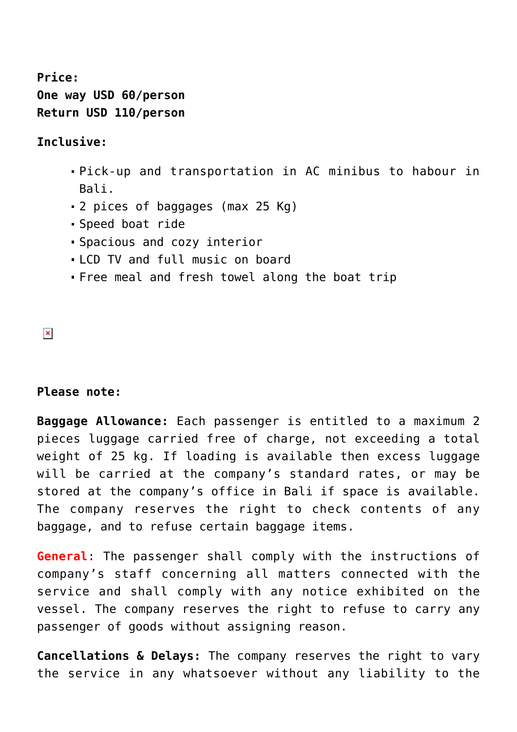**Price:**
**One way USD 60/person**
**Return USD 110/person**

**Inclusive:**

- Pick-up and transportation in AC minibus to habour in Bali.
- 2 pices of baggages (max 25 Kg)
- Speed boat ride
- Spacious and cozy interior
- LCD TV and full music on board
- Free meal and fresh towel along the boat trip

**Please note:**

**Baggage Allowance:** Each passenger is entitled to a maximum 2 pieces luggage carried free of charge, not exceeding a total weight of 25 kg. If loading is available then excess luggage will be carried at the company's standard rates, or may be stored at the company's office in Bali if space is available. The company reserves the right to check contents of any baggage, and to refuse certain baggage items.

**General**: The passenger shall comply with the instructions of company's staff concerning all matters connected with the service and shall comply with any notice exhibited on the vessel. The company reserves the right to refuse to carry any passenger of goods without assigning reason.

**Cancellations & Delays:** The company reserves the right to vary the service in any whatsoever without any liability to the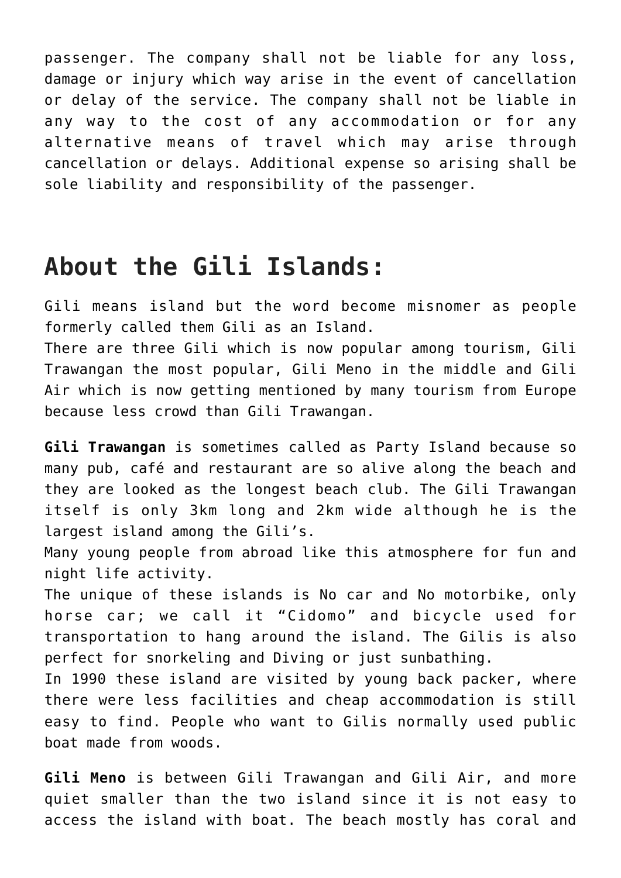passenger. The company shall not be liable for any loss, damage or injury which way arise in the event of cancellation or delay of the service. The company shall not be liable in any way to the cost of any accommodation or for any alternative means of travel which may arise through cancellation or delays. Additional expense so arising shall be sole liability and responsibility of the passenger.

## About the Gili Islands:

Gili means island but the word become misnomer as people formerly called them Gili as an Island.
There are three Gili which is now popular among tourism, Gili Trawangan the most popular, Gili Meno in the middle and Gili Air which is now getting mentioned by many tourism from Europe because less crowd than Gili Trawangan.

**Gili Trawangan** is sometimes called as Party Island because so many pub, café and restaurant are so alive along the beach and they are looked as the longest beach club. The Gili Trawangan itself is only 3km long and 2km wide although he is the largest island among the Gili's.
Many young people from abroad like this atmosphere for fun and night life activity.
The unique of these islands is No car and No motorbike, only horse car; we call it "Cidomo" and bicycle used for transportation to hang around the island. The Gilis is also perfect for snorkeling and Diving or just sunbathing.
In 1990 these island are visited by young back packer, where there were less facilities and cheap accommodation is still easy to find. People who want to Gilis normally used public boat made from woods.

**Gili Meno** is between Gili Trawangan and Gili Air, and more quiet smaller than the two island since it is not easy to access the island with boat. The beach mostly has coral and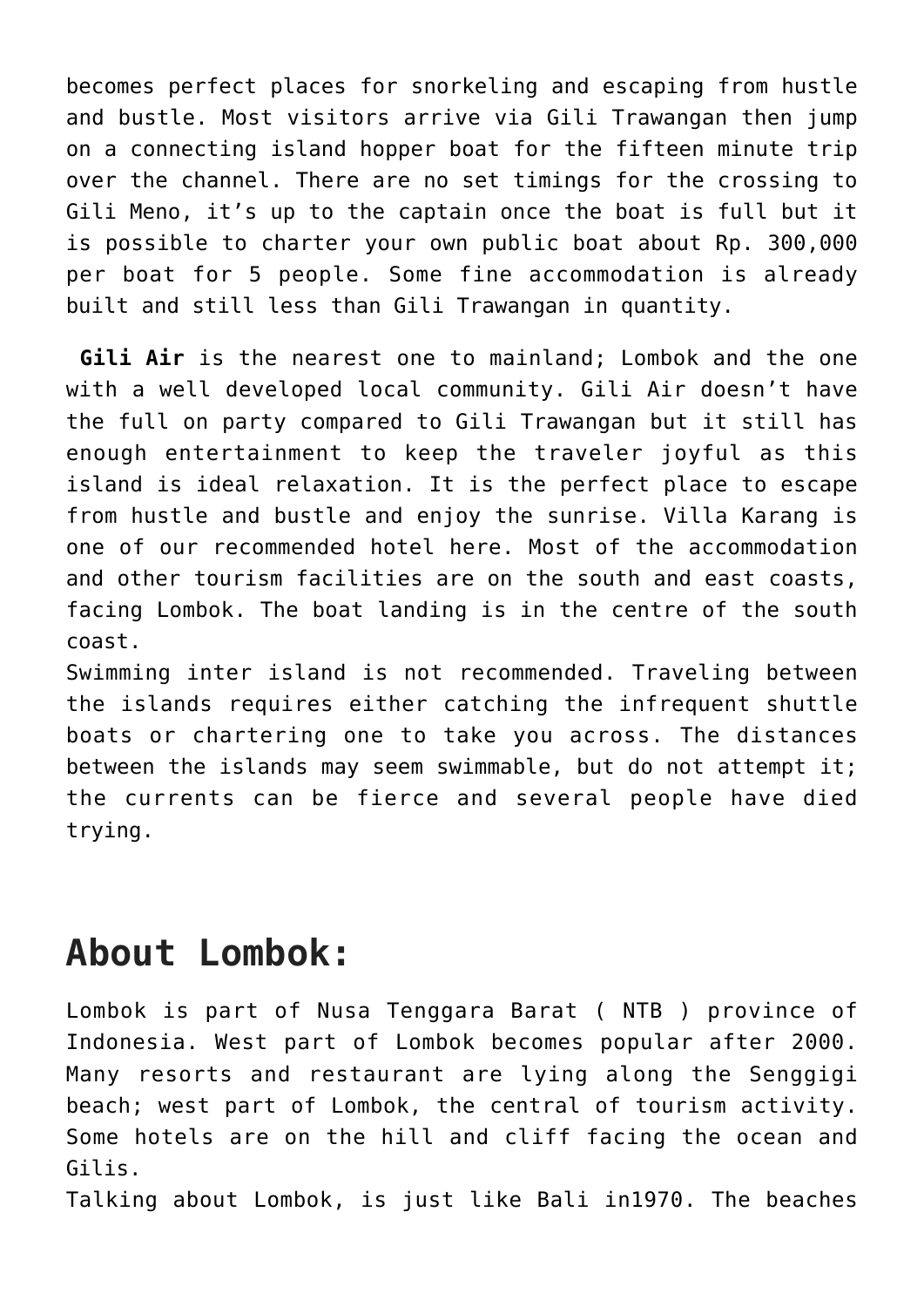becomes perfect places for snorkeling and escaping from hustle and bustle. Most visitors arrive via Gili Trawangan then jump on a connecting island hopper boat for the fifteen minute trip over the channel. There are no set timings for the crossing to Gili Meno, it's up to the captain once the boat is full but it is possible to charter your own public boat about Rp. 300,000 per boat for 5 people. Some fine accommodation is already built and still less than Gili Trawangan in quantity.

**Gili Air** is the nearest one to mainland; Lombok and the one with a well developed local community. Gili Air doesn't have the full on party compared to Gili Trawangan but it still has enough entertainment to keep the traveler joyful as this island is ideal relaxation. It is the perfect place to escape from hustle and bustle and enjoy the sunrise. Villa Karang is one of our recommended hotel here. Most of the accommodation and other tourism facilities are on the south and east coasts, facing Lombok. The boat landing is in the centre of the south coast.
Swimming inter island is not recommended. Traveling between the islands requires either catching the infrequent shuttle boats or chartering one to take you across. The distances between the islands may seem swimmable, but do not attempt it; the currents can be fierce and several people have died trying.

## About Lombok:

Lombok is part of Nusa Tenggara Barat ( NTB ) province of Indonesia. West part of Lombok becomes popular after 2000. Many resorts and restaurant are lying along the Senggigi beach; west part of Lombok, the central of tourism activity. Some hotels are on the hill and cliff facing the ocean and Gilis.
Talking about Lombok, is just like Bali in1970. The beaches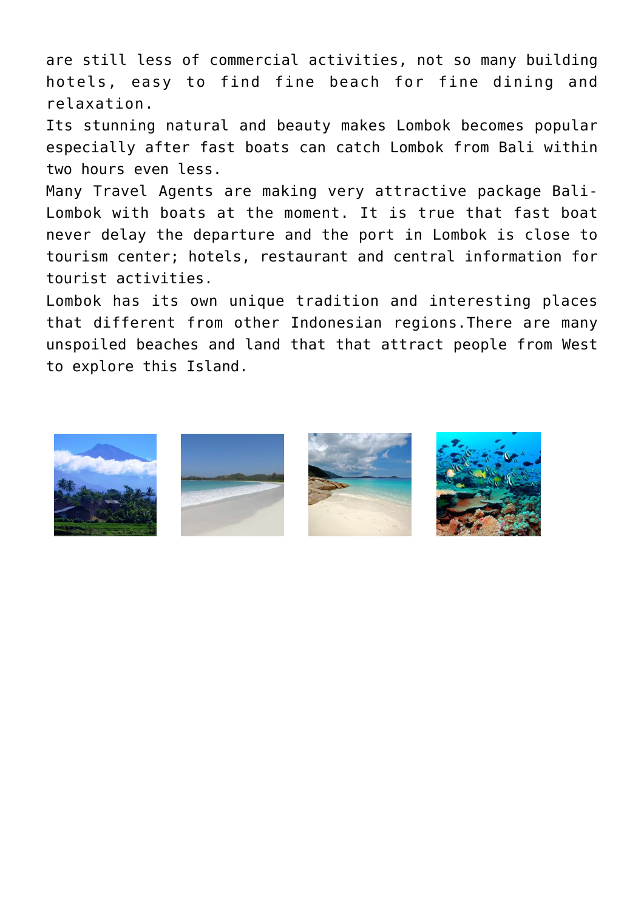are still less of commercial activities, not so many building hotels, easy to find fine beach for fine dining and relaxation.

Its stunning natural and beauty makes Lombok becomes popular especially after fast boats can catch Lombok from Bali within two hours even less.

Many Travel Agents are making very attractive package Bali-Lombok with boats at the moment. It is true that fast boat never delay the departure and the port in Lombok is close to tourism center; hotels, restaurant and central information for tourist activities.

Lombok has its own unique tradition and interesting places that different from other Indonesian regions.There are many unspoiled beaches and land that that attract people from West to explore this Island.